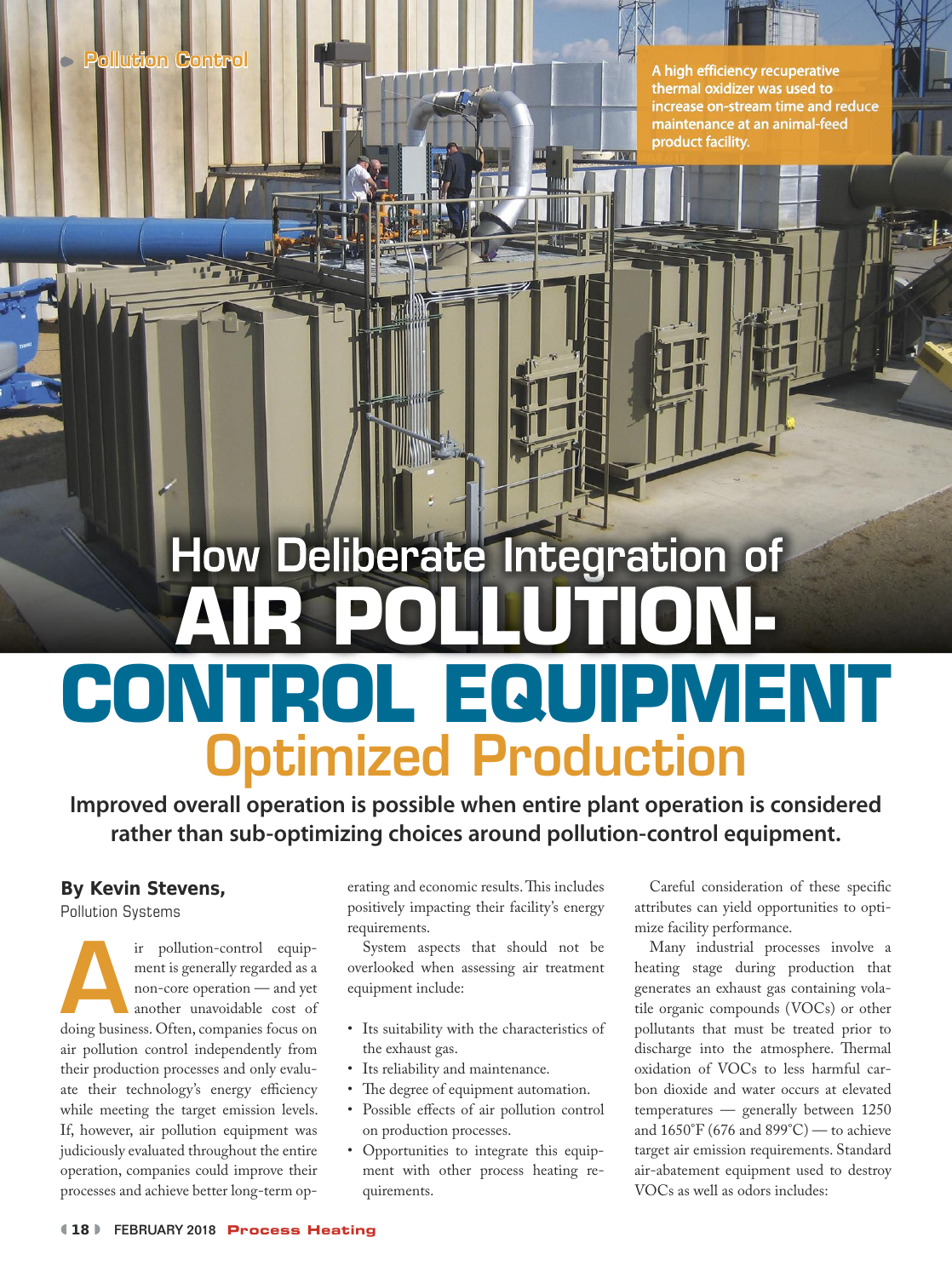Pollution Control

A high efficiency recuperative thermal oxidizer was used to increase on-stream time and reduce maintenance at an animal-feed product facility.

# How Deliberate Integration of AIR POLLUTION-CONTROL EQUIPMENT Optimized Production

**Improved overall operation is possible when entire plant operation is considered rather than sub-optimizing choices around pollution-control equipment.**

**By Kevin Stevens,**
Pollution Systems

Air pollution-control equipment is generally regarded as a non-core operation — and yet another unavoidable cost of doing business. Often, companies focus on air pollution control independently from their production processes and only evaluate their technology's energy efficiency while meeting the target emission levels. If, however, air pollution equipment was judiciously evaluated throughout the entire operation, companies could improve their processes and achieve better long-term operating and economic results. This includes positively impacting their facility's energy requirements.

System aspects that should not be overlooked when assessing air treatment equipment include:

- Its suitability with the characteristics of the exhaust gas.
- Its reliability and maintenance.
- The degree of equipment automation.
- Possible effects of air pollution control on production processes.
- Opportunities to integrate this equipment with other process heating requirements.

Careful consideration of these specific attributes can yield opportunities to optimize facility performance.

Many industrial processes involve a heating stage during production that generates an exhaust gas containing volatile organic compounds (VOCs) or other pollutants that must be treated prior to discharge into the atmosphere. Thermal oxidation of VOCs to less harmful carbon dioxide and water occurs at elevated temperatures — generally between 1250 and 1650°F (676 and 899°C) — to achieve target air emission requirements. Standard air-abatement equipment used to destroy VOCs as well as odors includes: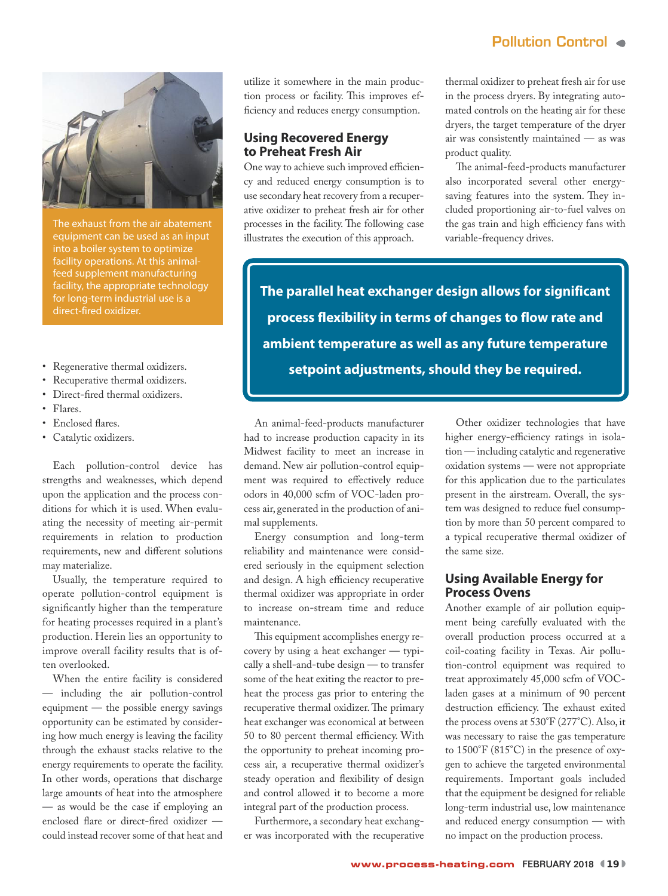The exhaust from the air abatement equipment can be used as an input into a boiler system to optimize facility operations. At this animal-feed supplement manufacturing facility, the appropriate technology for long-term industrial use is a direct-fired oxidizer.

- Regenerative thermal oxidizers.
- Recuperative thermal oxidizers.
- Direct-fired thermal oxidizers.
- Flares.
- Enclosed flares.
- Catalytic oxidizers.

Each pollution-control device has strengths and weaknesses, which depend upon the application and the process conditions for which it is used. When evaluating the necessity of meeting air-permit requirements in relation to production requirements, new and different solutions may materialize.

Usually, the temperature required to operate pollution-control equipment is significantly higher than the temperature for heating processes required in a plant's production. Herein lies an opportunity to improve overall facility results that is often overlooked.

When the entire facility is considered — including the air pollution-control equipment — the possible energy savings opportunity can be estimated by considering how much energy is leaving the facility through the exhaust stacks relative to the energy requirements to operate the facility. In other words, operations that discharge large amounts of heat into the atmosphere — as would be the case if employing an enclosed flare or direct-fired oxidizer — could instead recover some of that heat and utilize it somewhere in the main production process or facility. This improves efficiency and reduces energy consumption.

## Using Recovered Energy to Preheat Fresh Air

One way to achieve such improved efficiency and reduced energy consumption is to use secondary heat recovery from a recuperative oxidizer to preheat fresh air for other processes in the facility. The following case illustrates the execution of this approach.

> **The parallel heat exchanger design allows for significant process flexibility in terms of changes to flow rate and ambient temperature as well as any future temperature setpoint adjustments, should they be required.**

An animal-feed-products manufacturer had to increase production capacity in its Midwest facility to meet an increase in demand. New air pollution-control equipment was required to effectively reduce odors in 40,000 scfm of VOC-laden process air, generated in the production of animal supplements.

Energy consumption and long-term reliability and maintenance were considered seriously in the equipment selection and design. A high efficiency recuperative thermal oxidizer was appropriate in order to increase on-stream time and reduce maintenance.

This equipment accomplishes energy recovery by using a heat exchanger — typically a shell-and-tube design — to transfer some of the heat exiting the reactor to preheat the process gas prior to entering the recuperative thermal oxidizer. The primary heat exchanger was economical at between 50 to 80 percent thermal efficiency. With the opportunity to preheat incoming process air, a recuperative thermal oxidizer's steady operation and flexibility of design and control allowed it to become a more integral part of the production process.

Furthermore, a secondary heat exchanger was incorporated with the recuperative thermal oxidizer to preheat fresh air for use in the process dryers. By integrating automated controls on the heating air for these dryers, the target temperature of the dryer air was consistently maintained — as was product quality.

The animal-feed-products manufacturer also incorporated several other energy-saving features into the system. They included proportioning air-to-fuel valves on the gas train and high efficiency fans with variable-frequency drives.

Other oxidizer technologies that have higher energy-efficiency ratings in isolation — including catalytic and regenerative oxidation systems — were not appropriate for this application due to the particulates present in the airstream. Overall, the system was designed to reduce fuel consumption by more than 50 percent compared to a typical recuperative thermal oxidizer of the same size.

## Using Available Energy for Process Ovens

Another example of air pollution equipment being carefully evaluated with the overall production process occurred at a coil-coating facility in Texas. Air pollution-control equipment was required to treat approximately 45,000 scfm of VOC-laden gases at a minimum of 90 percent destruction efficiency. The exhaust exited the process ovens at 530°F (277°C). Also, it was necessary to raise the gas temperature to 1500°F (815°C) in the presence of oxygen to achieve the targeted environmental requirements. Important goals included that the equipment be designed for reliable long-term industrial use, low maintenance and reduced energy consumption — with no impact on the production process.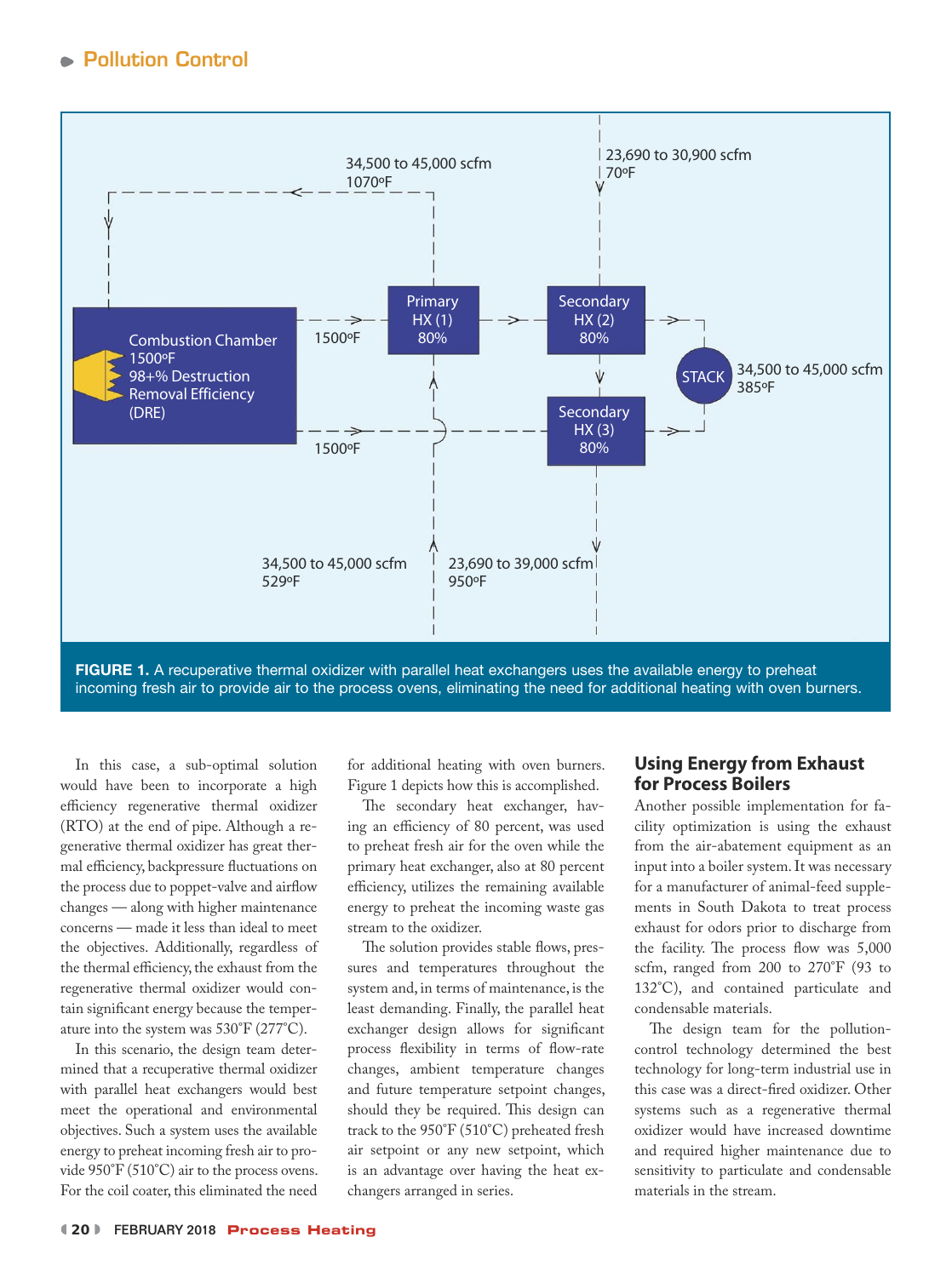FIGURE 1. A recuperative thermal oxidizer with parallel heat exchangers uses the available energy to preheat incoming fresh air to provide air to the process ovens, eliminating the need for additional heating with oven burners.

In this case, a sub-optimal solution would have been to incorporate a high efficiency regenerative thermal oxidizer (RTO) at the end of pipe. Although a regenerative thermal oxidizer has great thermal efficiency, backpressure fluctuations on the process due to poppet-valve and airflow changes — along with higher maintenance concerns — made it less than ideal to meet the objectives. Additionally, regardless of the thermal efficiency, the exhaust from the regenerative thermal oxidizer would contain significant energy because the temperature into the system was 530°F (277°C).

In this scenario, the design team determined that a recuperative thermal oxidizer with parallel heat exchangers would best meet the operational and environmental objectives. Such a system uses the available energy to preheat incoming fresh air to provide 950°F (510°C) air to the process ovens. For the coil coater, this eliminated the need for additional heating with oven burners. Figure 1 depicts how this is accomplished.

The secondary heat exchanger, having an efficiency of 80 percent, was used to preheat fresh air for the oven while the primary heat exchanger, also at 80 percent efficiency, utilizes the remaining available energy to preheat the incoming waste gas stream to the oxidizer.

The solution provides stable flows, pressures and temperatures throughout the system and, in terms of maintenance, is the least demanding. Finally, the parallel heat exchanger design allows for significant process flexibility in terms of flow-rate changes, ambient temperature changes and future temperature setpoint changes, should they be required. This design can track to the 950°F (510°C) preheated fresh air setpoint or any new setpoint, which is an advantage over having the heat exchangers arranged in series.

## Using Energy from Exhaust for Process Boilers

Another possible implementation for facility optimization is using the exhaust from the air-abatement equipment as an input into a boiler system. It was necessary for a manufacturer of animal-feed supplements in South Dakota to treat process exhaust for odors prior to discharge from the facility. The process flow was 5,000 scfm, ranged from 200 to 270°F (93 to 132°C), and contained particulate and condensable materials.

The design team for the pollution-control technology determined the best technology for long-term industrial use in this case was a direct-fired oxidizer. Other systems such as a regenerative thermal oxidizer would have increased downtime and required higher maintenance due to sensitivity to particulate and condensable materials in the stream.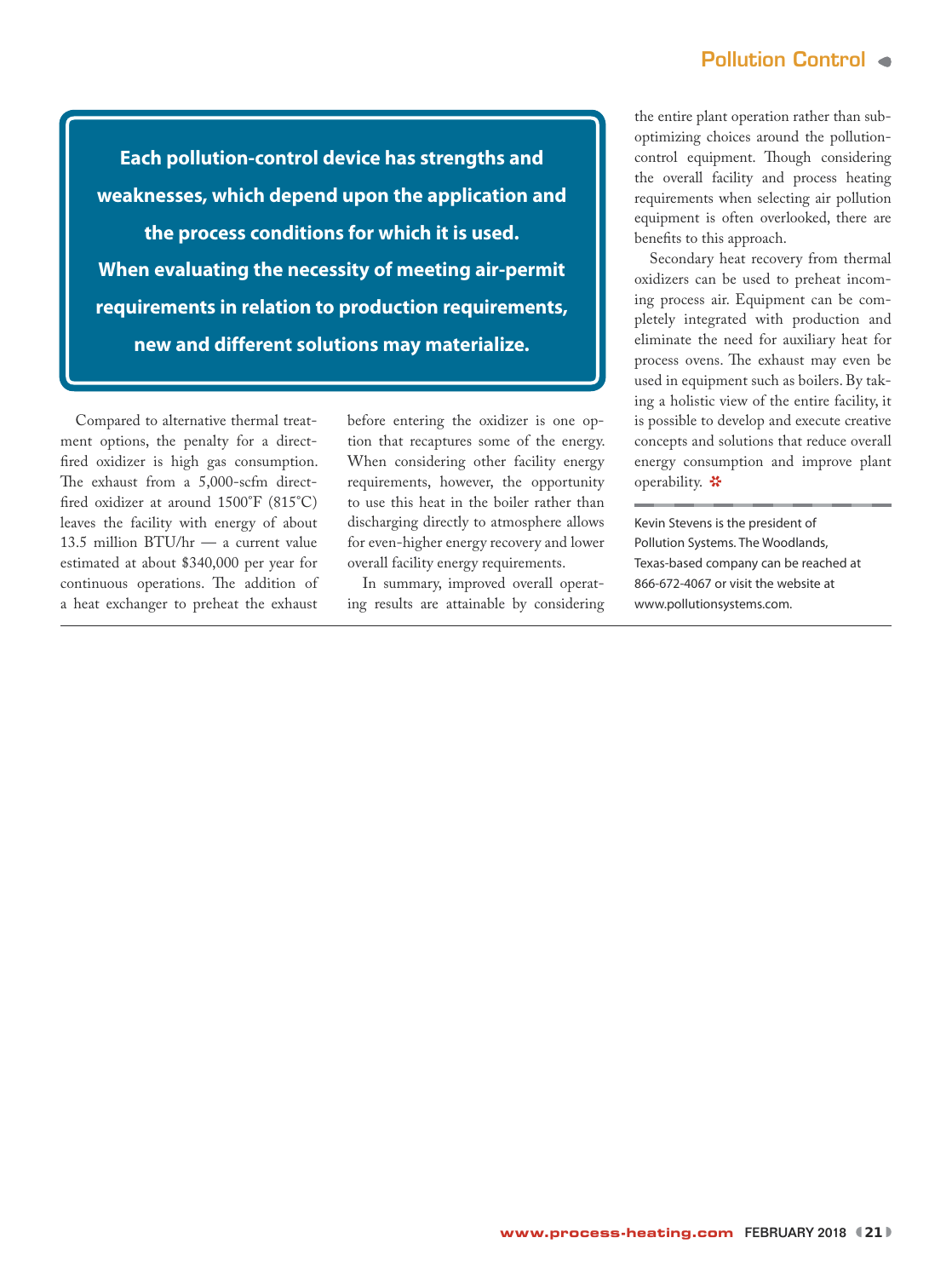**Each pollution-control device has strengths and weaknesses, which depend upon the application and the process conditions for which it is used. When evaluating the necessity of meeting air-permit requirements in relation to production requirements, new and different solutions may materialize.**

Compared to alternative thermal treatment options, the penalty for a direct-fired oxidizer is high gas consumption. The exhaust from a 5,000-scfm direct-fired oxidizer at around 1500°F (815°C) leaves the facility with energy of about 13.5 million BTU/hr — a current value estimated at about $340,000 per year for continuous operations. The addition of a heat exchanger to preheat the exhaust before entering the oxidizer is one option that recaptures some of the energy. When considering other facility energy requirements, however, the opportunity to use this heat in the boiler rather than discharging directly to atmosphere allows for even-higher energy recovery and lower overall facility energy requirements.

In summary, improved overall operating results are attainable by considering the entire plant operation rather than sub-optimizing choices around the pollution-control equipment. Though considering the overall facility and process heating requirements when selecting air pollution equipment is often overlooked, there are benefits to this approach.

Secondary heat recovery from thermal oxidizers can be used to preheat incoming process air. Equipment can be completely integrated with production and eliminate the need for auxiliary heat for process ovens. The exhaust may even be used in equipment such as boilers. By taking a holistic view of the entire facility, it is possible to develop and execute creative concepts and solutions that reduce overall energy consumption and improve plant operability.

Kevin Stevens is the president of Pollution Systems. The Woodlands, Texas-based company can be reached at 866-672-4067 or visit the website at www.pollutionsystems.com.